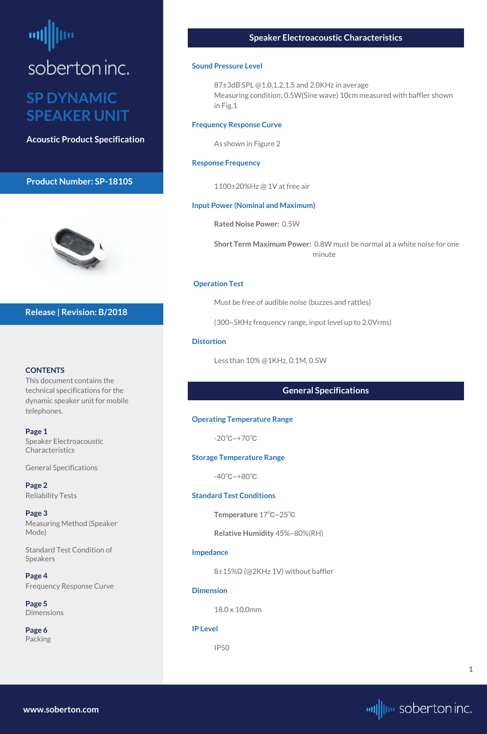soberton inc.

# SP DYNAMIC SPEAKER UNIT

**Acoustic Product Specification**

**Product Number: SP-1810S**

**Release | Revision: B/2018**

**CONTENTS**

This document contains the technical specifications for the dynamic speaker unit for mobile telephones.

**Page 1**
Speaker Electroacoustic Characteristics

General Specifications

**Page 2**
Reliability Tests

**Page 3**
Measuring Method (Speaker Mode)

Standard Test Condition of Speakers

**Page 4**
Frequency Response Curve

**Page 5**
Dimensions

**Page 6**
Packing

## Speaker Electroacoustic Characteristics

### Sound Pressure Level

87±3dB SPL @1.0,1.2,1.5 and 2.0KHz in average
Measuring condition: 0.5W(Sine wave) 10cm measured with baffler shown in Fig.1

### Frequency Response Curve

As shown in Figure 2

### Response Frequency

1100±20%Hz @ 1V at free air

### Input Power (Nominal and Maximum)

**Rated Noise Power:** 0.5W

**Short Term Maximum Power:** 0.8W must be normal at a white noise for one minute

### Operation Test

Must be free of audible noise (buzzes and rattles)

(300~5KHz frequency range, input level up to 2.0Vrms)

### Distortion

Less than 10% @1KHz, 0.1M, 0.5W

## General Specifications

### Operating Temperature Range

-20℃~+70℃

### Storage Temperature Range

-40℃~+80℃

### Standard Test Conditions

**Temperature** 17℃~25℃

**Relative Humidity** 45%~80%(RH)

### Impedance

8±15%Ω (@2KHz 1V) without baffler

### Dimension

18.0 x 10.0mm

### IP Level

IP50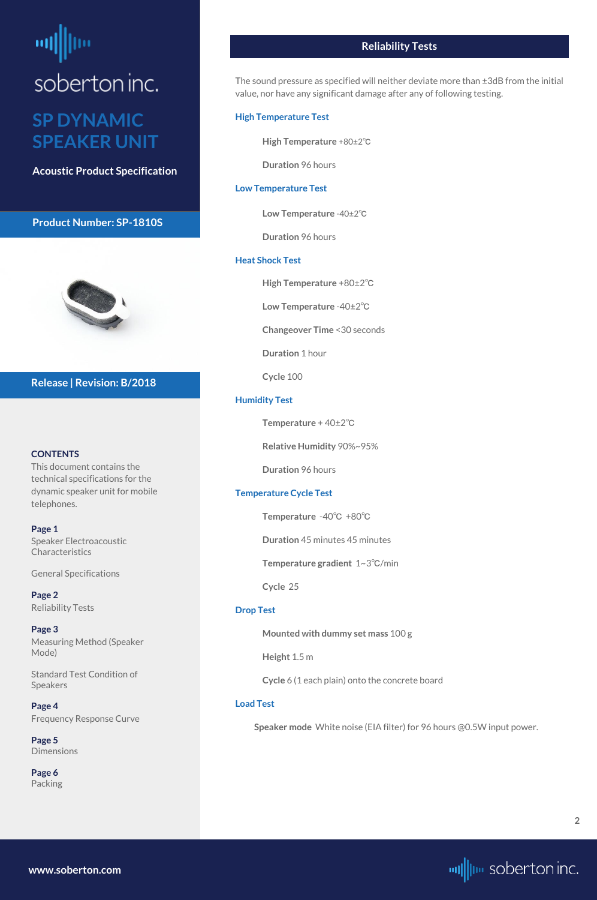soberton inc.

# SP DYNAMIC SPEAKER UNIT

**Acoustic Product Specification**

**Product Number: SP-1810S**

**Release | Revision: B/2018**

**CONTENTS**

This document contains the technical specifications for the dynamic speaker unit for mobile telephones.

**Page 1**
Speaker Electroacoustic Characteristics

General Specifications

**Page 2**
Reliability Tests

**Page 3**
Measuring Method (Speaker Mode)

Standard Test Condition of Speakers

**Page 4**
Frequency Response Curve

**Page 5**
Dimensions

**Page 6**
Packing

## Reliability Tests

The sound pressure as specified will neither deviate more than ±3dB from the initial value, nor have any significant damage after any of following testing.

### High Temperature Test

**High Temperature** +80±2℃

**Duration** 96 hours

### Low Temperature Test

**Low Temperature** -40±2℃

**Duration** 96 hours

### Heat Shock Test

**High Temperature** +80±2℃

**Low Temperature** -40±2℃

**Changeover Time** <30 seconds

**Duration** 1 hour

**Cycle** 100

### Humidity Test

**Temperature** + 40±2℃

**Relative Humidity** 90%~95%

**Duration** 96 hours

### Temperature Cycle Test

**Temperature** -40℃ +80℃

**Duration** 45 minutes 45 minutes

**Temperature gradient** 1~3℃/min

**Cycle** 25

### Drop Test

**Mounted with dummy set mass** 100 g

**Height** 1.5 m

**Cycle** 6 (1 each plain) onto the concrete board

### Load Test

**Speaker mode** White noise (EIA filter) for 96 hours @0.5W input power.

www.soberton.com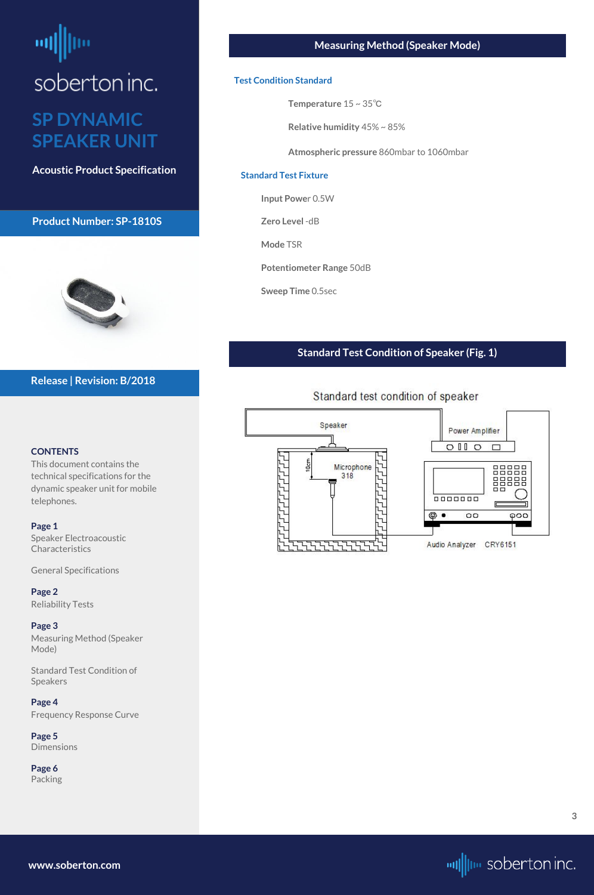soberton inc.

# SP DYNAMIC SPEAKER UNIT

**Acoustic Product Specification**

**Product Number: SP-1810S**

**Release | Revision: B/2018**

**CONTENTS**

This document contains the technical specifications for the dynamic speaker unit for mobile telephones.

**Page 1**
Speaker Electroacoustic Characteristics

General Specifications

**Page 2**
Reliability Tests

**Page 3**
Measuring Method (Speaker Mode)

Standard Test Condition of Speakers

**Page 4**
Frequency Response Curve

**Page 5**
Dimensions

**Page 6**
Packing

## Measuring Method (Speaker Mode)

### Test Condition Standard

**Temperature** 15 ~ 35℃

**Relative humidity** 45% ~ 85%

**Atmospheric pressure** 860mbar to 1060mbar

### Standard Test Fixture

**Input Power** 0.5W

**Zero Level** -dB

**Mode** TSR

**Potentiometer Range** 50dB

**Sweep Time** 0.5sec

## Standard Test Condition of Speaker (Fig. 1)

Standard test condition of speaker

Speaker

Power Amplifier

10cm

Microphone 318

Audio Analyzer CRY6151

www.soberton.com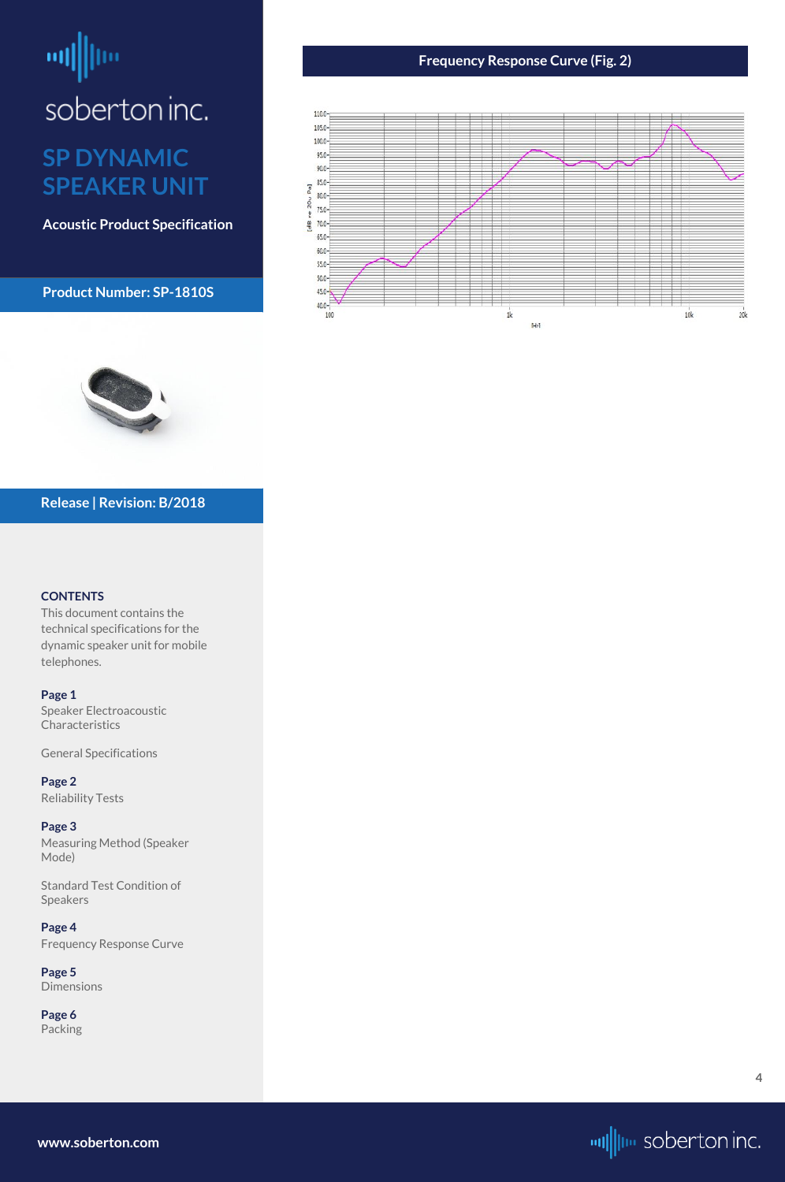soberton inc.

# SP DYNAMIC SPEAKER UNIT

**Acoustic Product Specification**

**Product Number: SP-1810S**

**Release | Revision: B/2018**

**CONTENTS**

This document contains the technical specifications for the dynamic speaker unit for mobile telephones.

**Page 1**
Speaker Electroacoustic Characteristics

General Specifications

**Page 2**
Reliability Tests

**Page 3**
Measuring Method (Speaker Mode)

Standard Test Condition of Speakers

**Page 4**
Frequency Response Curve

**Page 5**
Dimensions

**Page 6**
Packing

## Frequency Response Curve (Fig. 2)

**www.soberton.com**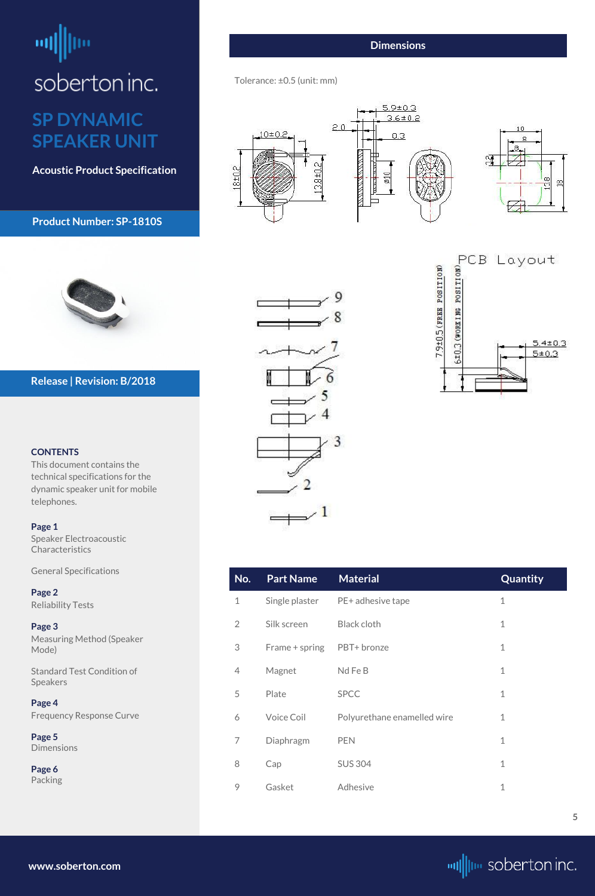# soberton inc.

## SP DYNAMIC SPEAKER UNIT

**Acoustic Product Specification**

**Product Number: SP-1810S**

**Release | Revision: B/2018**

**CONTENTS**

This document contains the technical specifications for the dynamic speaker unit for mobile telephones.

**Page 1**
Speaker Electroacoustic Characteristics

General Specifications

**Page 2**
Reliability Tests

**Page 3**
Measuring Method (Speaker Mode)

Standard Test Condition of Speakers

**Page 4**
Frequency Response Curve

**Page 5**
Dimensions

**Page 6**
Packing

## Dimensions

Tolerance: ±0.5 (unit: mm)

| No. | Part Name | Material | Quantity |
| --- | --- | --- | --- |
| 1 | Single plaster | PE+ adhesive tape | 1 |
| 2 | Silk screen | Black cloth | 1 |
| 3 | Frame + spring | PBT+ bronze | 1 |
| 4 | Magnet | Nd Fe B | 1 |
| 5 | Plate | SPCC | 1 |
| 6 | Voice Coil | Polyurethane enamelled wire | 1 |
| 7 | Diaphragm | PEN | 1 |
| 8 | Cap | SUS 304 | 1 |
| 9 | Gasket | Adhesive | 1 |

www.soberton.com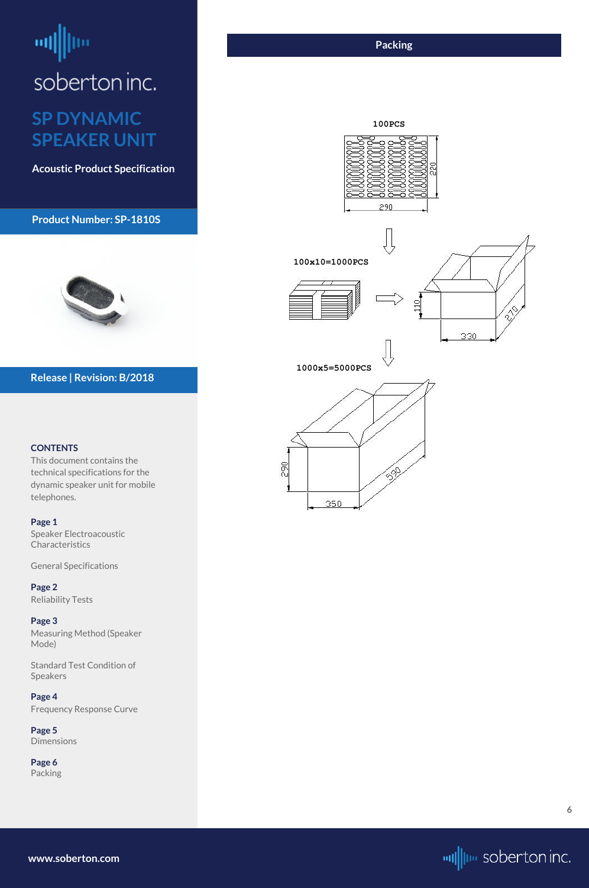soberton inc.

# SP DYNAMIC SPEAKER UNIT

**Acoustic Product Specification**

**Product Number: SP-1810S**

**Release | Revision: B/2018**

**CONTENTS**

This document contains the technical specifications for the dynamic speaker unit for mobile telephones.

**Page 1**
Speaker Electroacoustic Characteristics

General Specifications

**Page 2**
Reliability Tests

**Page 3**
Measuring Method (Speaker Mode)

Standard Test Condition of Speakers

**Page 4**
Frequency Response Curve

**Page 5**
Dimensions

**Page 6**
Packing

## Packing

100PCS

220

290

100x10=1000PCS

110

330

270

1000x5=5000PCS

290

350

530

**www.soberton.com**